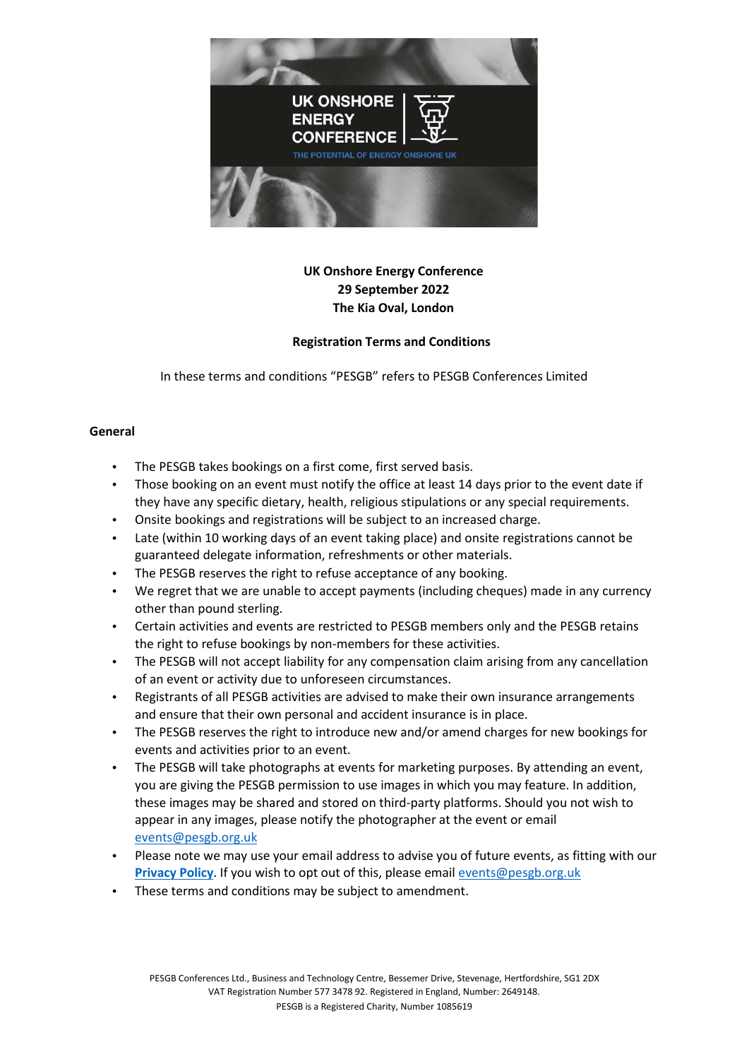**UK Onshore Energy Conference**
**29 September 2022**
**The Kia Oval, London**

**Registration Terms and Conditions**

In these terms and conditions "PESGB" refers to PESGB Conferences Limited

## General

- The PESGB takes bookings on a first come, first served basis.
- Those booking on an event must notify the office at least 14 days prior to the event date if they have any specific dietary, health, religious stipulations or any special requirements.
- Onsite bookings and registrations will be subject to an increased charge.
- Late (within 10 working days of an event taking place) and onsite registrations cannot be guaranteed delegate information, refreshments or other materials.
- The PESGB reserves the right to refuse acceptance of any booking.
- We regret that we are unable to accept payments (including cheques) made in any currency other than pound sterling.
- Certain activities and events are restricted to PESGB members only and the PESGB retains the right to refuse bookings by non-members for these activities.
- The PESGB will not accept liability for any compensation claim arising from any cancellation of an event or activity due to unforeseen circumstances.
- Registrants of all PESGB activities are advised to make their own insurance arrangements and ensure that their own personal and accident insurance is in place.
- The PESGB reserves the right to introduce new and/or amend charges for new bookings for events and activities prior to an event.
- The PESGB will take photographs at events for marketing purposes. By attending an event, you are giving the PESGB permission to use images in which you may feature. In addition, these images may be shared and stored on third-party platforms. Should you not wish to appear in any images, please notify the photographer at the event or email events@pesgb.org.uk
- Please note we may use your email address to advise you of future events, as fitting with our **Privacy Policy**. If you wish to opt out of this, please email events@pesgb.org.uk
- These terms and conditions may be subject to amendment.

PESGB Conferences Ltd., Business and Technology Centre, Bessemer Drive, Stevenage, Hertfordshire, SG1 2DX
VAT Registration Number 577 3478 92. Registered in England, Number: 2649148.
PESGB is a Registered Charity, Number 1085619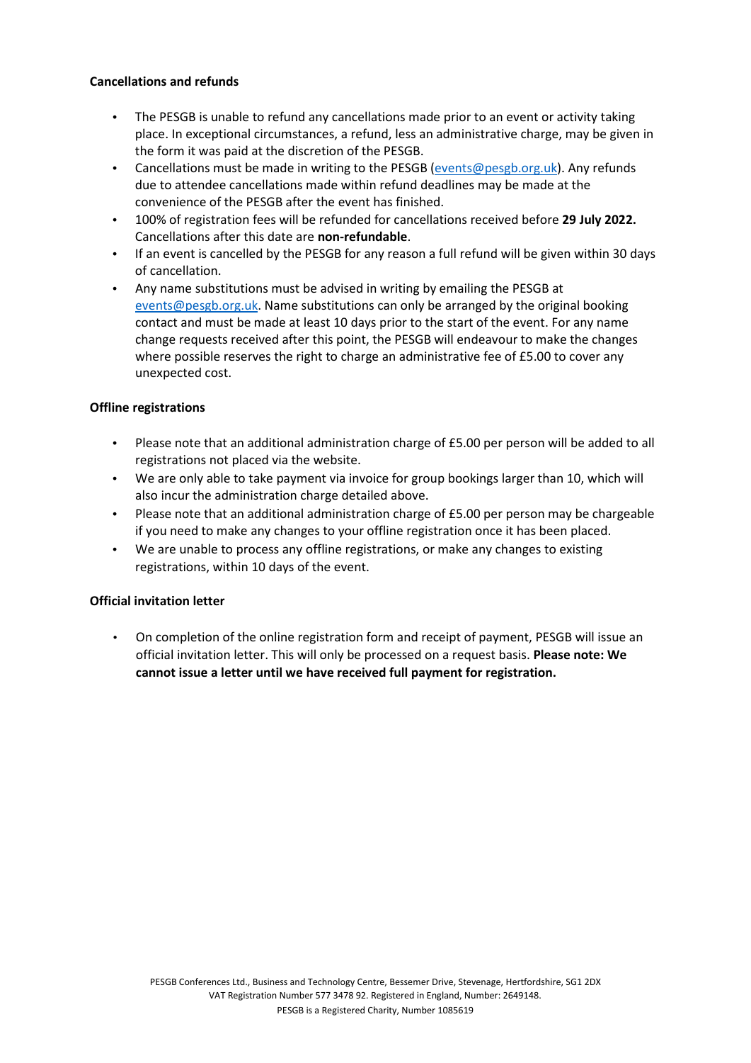**Cancellations and refunds**

- The PESGB is unable to refund any cancellations made prior to an event or activity taking place. In exceptional circumstances, a refund, less an administrative charge, may be given in the form it was paid at the discretion of the PESGB.
- Cancellations must be made in writing to the PESGB (events@pesgb.org.uk). Any refunds due to attendee cancellations made within refund deadlines may be made at the convenience of the PESGB after the event has finished.
- 100% of registration fees will be refunded for cancellations received before **29 July 2022.** Cancellations after this date are **non-refundable**.
- If an event is cancelled by the PESGB for any reason a full refund will be given within 30 days of cancellation.
- Any name substitutions must be advised in writing by emailing the PESGB at events@pesgb.org.uk. Name substitutions can only be arranged by the original booking contact and must be made at least 10 days prior to the start of the event. For any name change requests received after this point, the PESGB will endeavour to make the changes where possible reserves the right to charge an administrative fee of £5.00 to cover any unexpected cost.

**Offline registrations**

- Please note that an additional administration charge of £5.00 per person will be added to all registrations not placed via the website.
- We are only able to take payment via invoice for group bookings larger than 10, which will also incur the administration charge detailed above.
- Please note that an additional administration charge of £5.00 per person may be chargeable if you need to make any changes to your offline registration once it has been placed.
- We are unable to process any offline registrations, or make any changes to existing registrations, within 10 days of the event.

**Official invitation letter**

- On completion of the online registration form and receipt of payment, PESGB will issue an official invitation letter. This will only be processed on a request basis. **Please note: We cannot issue a letter until we have received full payment for registration.**

PESGB Conferences Ltd., Business and Technology Centre, Bessemer Drive, Stevenage, Hertfordshire, SG1 2DX
VAT Registration Number 577 3478 92. Registered in England, Number: 2649148.
PESGB is a Registered Charity, Number 1085619